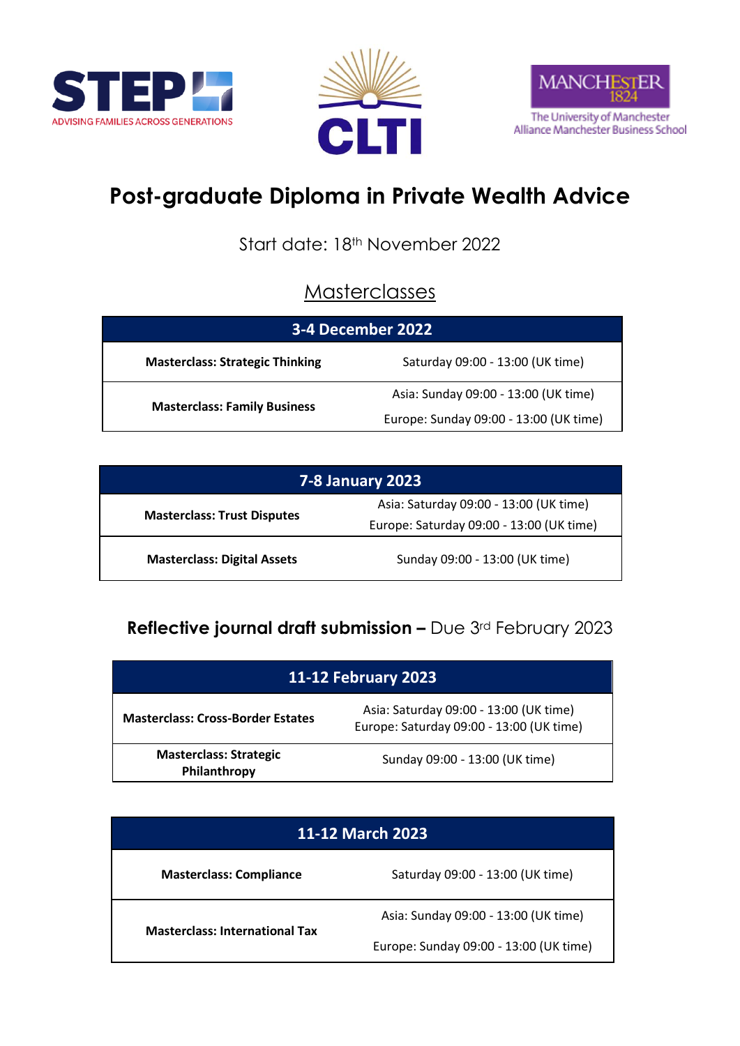STEP — ADVISING FAMILIES ACROSS GENERATIONS

CLTI

MANCHESTER 1824 — The University of Manchester — Alliance Manchester Business School

# Post-graduate Diploma in Private Wealth Advice

Start date: 18th November 2022

## Masterclasses

| 3-4 December 2022 | |
|---|---|
| **Masterclass: Strategic Thinking** | Saturday 09:00 - 13:00 (UK time) |
| **Masterclass: Family Business** | Asia: Sunday 09:00 - 13:00 (UK time)<br>Europe: Sunday 09:00 - 13:00 (UK time) |

| 7-8 January 2023 | |
|---|---|
| **Masterclass: Trust Disputes** | Asia: Saturday 09:00 - 13:00 (UK time)<br>Europe: Saturday 09:00 - 13:00 (UK time) |
| **Masterclass: Digital Assets** | Sunday 09:00 - 13:00 (UK time) |

### **Reflective journal draft submission –** Due 3rd February 2023

| 11-12 February 2023 | |
|---|---|
| **Masterclass: Cross-Border Estates** | Asia: Saturday 09:00 - 13:00 (UK time)<br>Europe: Saturday 09:00 - 13:00 (UK time) |
| **Masterclass: Strategic Philanthropy** | Sunday 09:00 - 13:00 (UK time) |

| 11-12 March 2023 | |
|---|---|
| **Masterclass: Compliance** | Saturday 09:00 - 13:00 (UK time) |
| **Masterclass: International Tax** | Asia: Sunday 09:00 - 13:00 (UK time)<br>Europe: Sunday 09:00 - 13:00 (UK time) |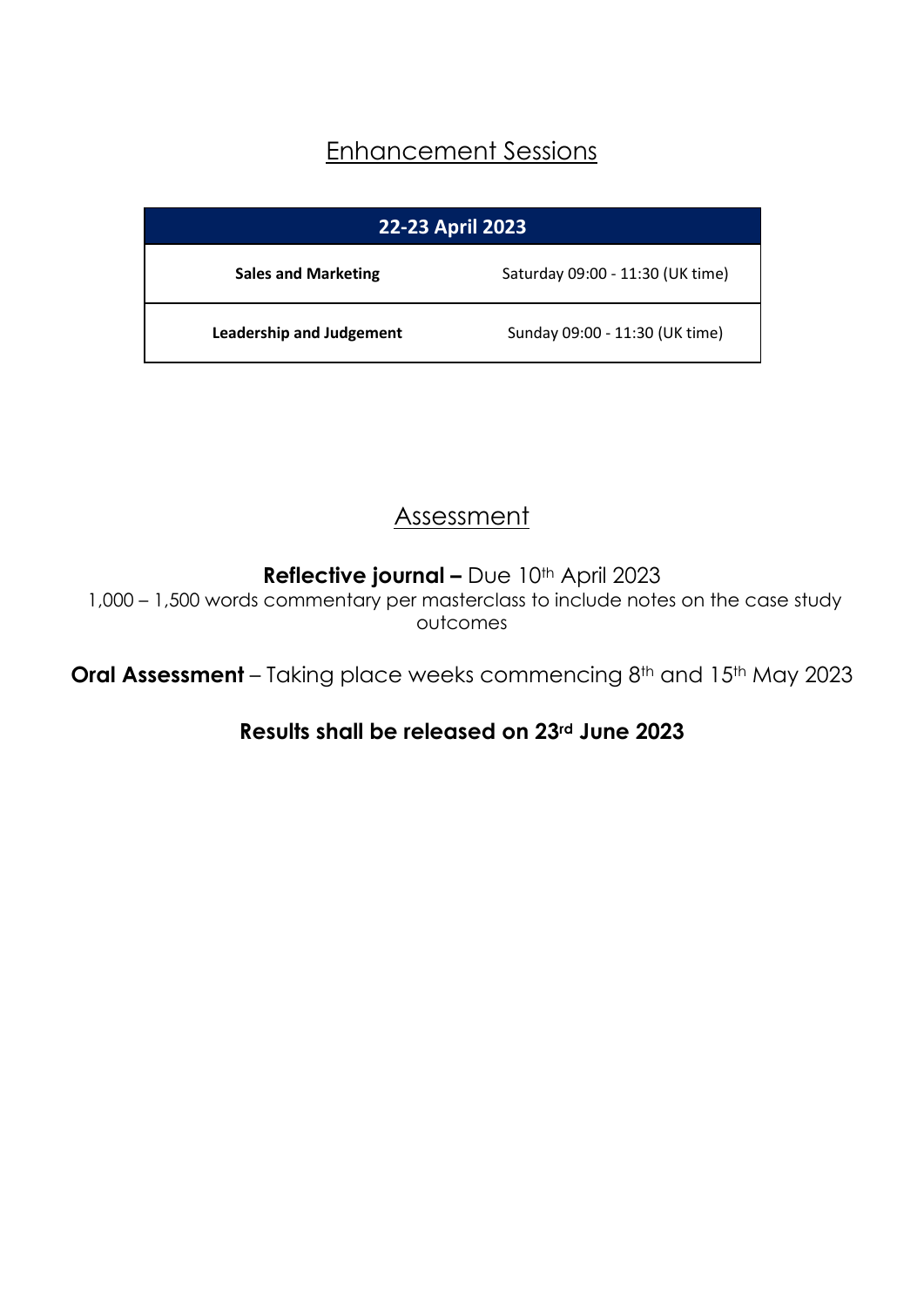## Enhancement Sessions

| 22-23 April 2023 | |
|---|---|
| **Sales and Marketing** | Saturday 09:00 - 11:30 (UK time) |
| **Leadership and Judgement** | Sunday 09:00 - 11:30 (UK time) |

## Assessment

**Reflective journal –** Due 10th April 2023

1,000 – 1,500 words commentary per masterclass to include notes on the case study outcomes

**Oral Assessment** – Taking place weeks commencing 8th and 15th May 2023

**Results shall be released on 23rd June 2023**